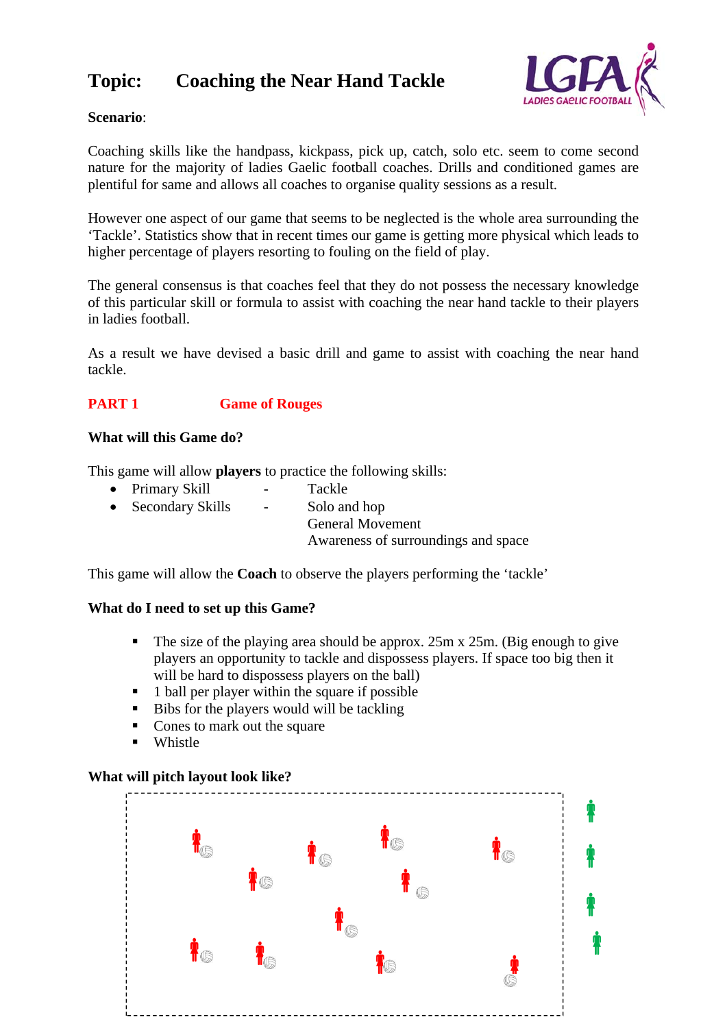# Topic: Coaching the Near Hand Tackle

**Scenario**:

Coaching skills like the handpass, kickpass, pick up, catch, solo etc. seem to come second nature for the majority of ladies Gaelic football coaches. Drills and conditioned games are plentiful for same and allows all coaches to organise quality sessions as a result.

However one aspect of our game that seems to be neglected is the whole area surrounding the 'Tackle'. Statistics show that in recent times our game is getting more physical which leads to higher percentage of players resorting to fouling on the field of play.

The general consensus is that coaches feel that they do not possess the necessary knowledge of this particular skill or formula to assist with coaching the near hand tackle to their players in ladies football.

As a result we have devised a basic drill and game to assist with coaching the near hand tackle.

## PART 1 Game of Rouges

### What will this Game do?

This game will allow **players** to practice the following skills:

- Primary Skill - Tackle
- Secondary Skills - Solo and hop
  General Movement
  Awareness of surroundings and space

This game will allow the **Coach** to observe the players performing the 'tackle'

### What do I need to set up this Game?

- The size of the playing area should be approx. 25m x 25m. (Big enough to give players an opportunity to tackle and dispossess players. If space too big then it will be hard to dispossess players on the ball)
- 1 ball per player within the square if possible
- Bibs for the players would will be tackling
- Cones to mark out the square
- Whistle

### What will pitch layout look like?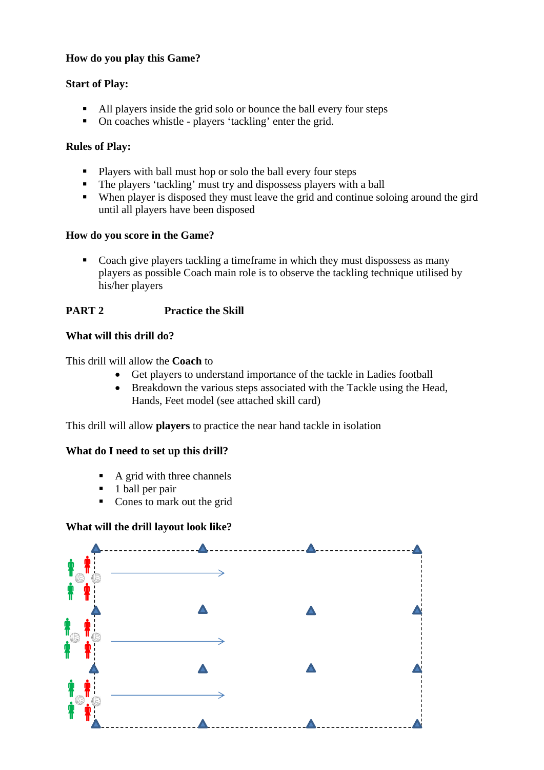**How do you play this Game?**

**Start of Play:**

- All players inside the grid solo or bounce the ball every four steps
- On coaches whistle - players 'tackling' enter the grid.

**Rules of Play:**

- Players with ball must hop or solo the ball every four steps
- The players 'tackling' must try and dispossess players with a ball
- When player is disposed they must leave the grid and continue soloing around the gird until all players have been disposed

**How do you score in the Game?**

- Coach give players tackling a timeframe in which they must dispossess as many players as possible Coach main role is to observe the tackling technique utilised by his/her players

**PART 2** **Practice the Skill**

**What will this drill do?**

This drill will allow the **Coach** to

- Get players to understand importance of the tackle in Ladies football
- Breakdown the various steps associated with the Tackle using the Head, Hands, Feet model (see attached skill card)

This drill will allow **players** to practice the near hand tackle in isolation

**What do I need to set up this drill?**

- A grid with three channels
- 1 ball per pair
- Cones to mark out the grid

**What will the drill layout look like?**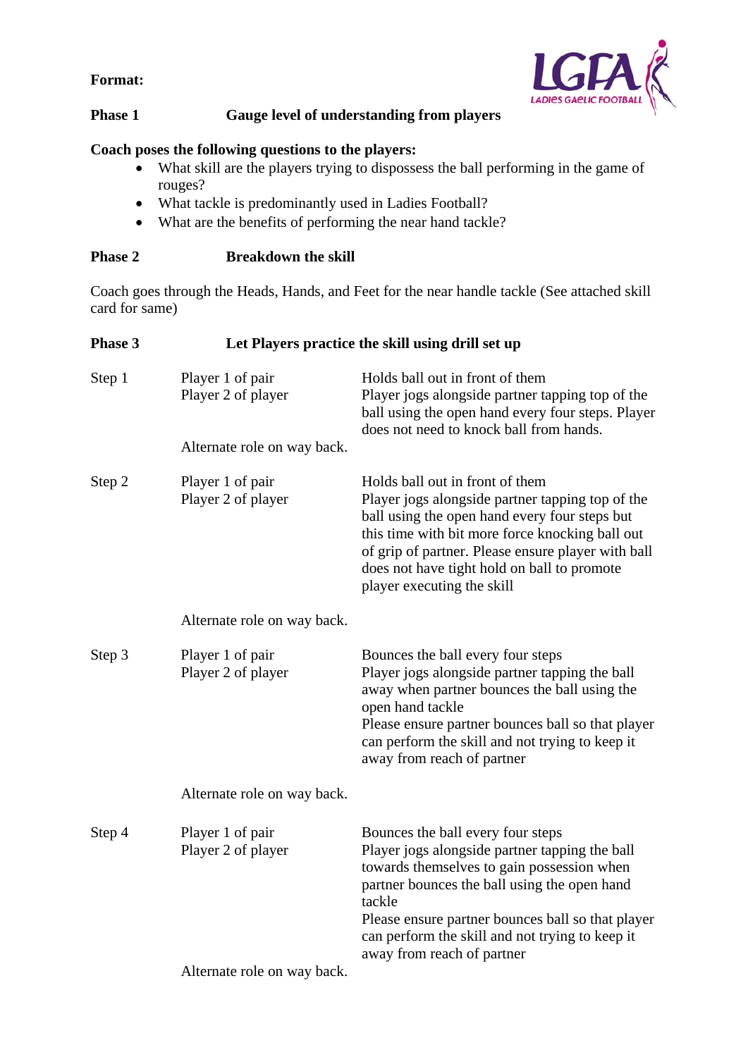**Format:**

**Phase 1** **Gauge level of understanding from players**

**Coach poses the following questions to the players:**

- What skill are the players trying to dispossess the ball performing in the game of rouges?
- What tackle is predominantly used in Ladies Football?
- What are the benefits of performing the near hand tackle?

**Phase 2** **Breakdown the skill**

Coach goes through the Heads, Hands, and Feet for the near handle tackle (See attached skill card for same)

**Phase 3** **Let Players practice the skill using drill set up**

| | | |
|---|---|---|
| Step 1 | Player 1 of pair<br>Player 2 of player | Holds ball out in front of them<br>Player jogs alongside partner tapping top of the ball using the open hand every four steps. Player does not need to knock ball from hands. |
| | Alternate role on way back. | |
| Step 2 | Player 1 of pair<br>Player 2 of player | Holds ball out in front of them<br>Player jogs alongside partner tapping top of the ball using the open hand every four steps but this time with bit more force knocking ball out of grip of partner. Please ensure player with ball does not have tight hold on ball to promote player executing the skill |
| | Alternate role on way back. | |
| Step 3 | Player 1 of pair<br>Player 2 of player | Bounces the ball every four steps<br>Player jogs alongside partner tapping the ball away when partner bounces the ball using the open hand tackle<br>Please ensure partner bounces ball so that player can perform the skill and not trying to keep it away from reach of partner |
| | Alternate role on way back. | |
| Step 4 | Player 1 of pair<br>Player 2 of player | Bounces the ball every four steps<br>Player jogs alongside partner tapping the ball towards themselves to gain possession when partner bounces the ball using the open hand tackle<br>Please ensure partner bounces ball so that player can perform the skill and not trying to keep it away from reach of partner |
| | Alternate role on way back. | |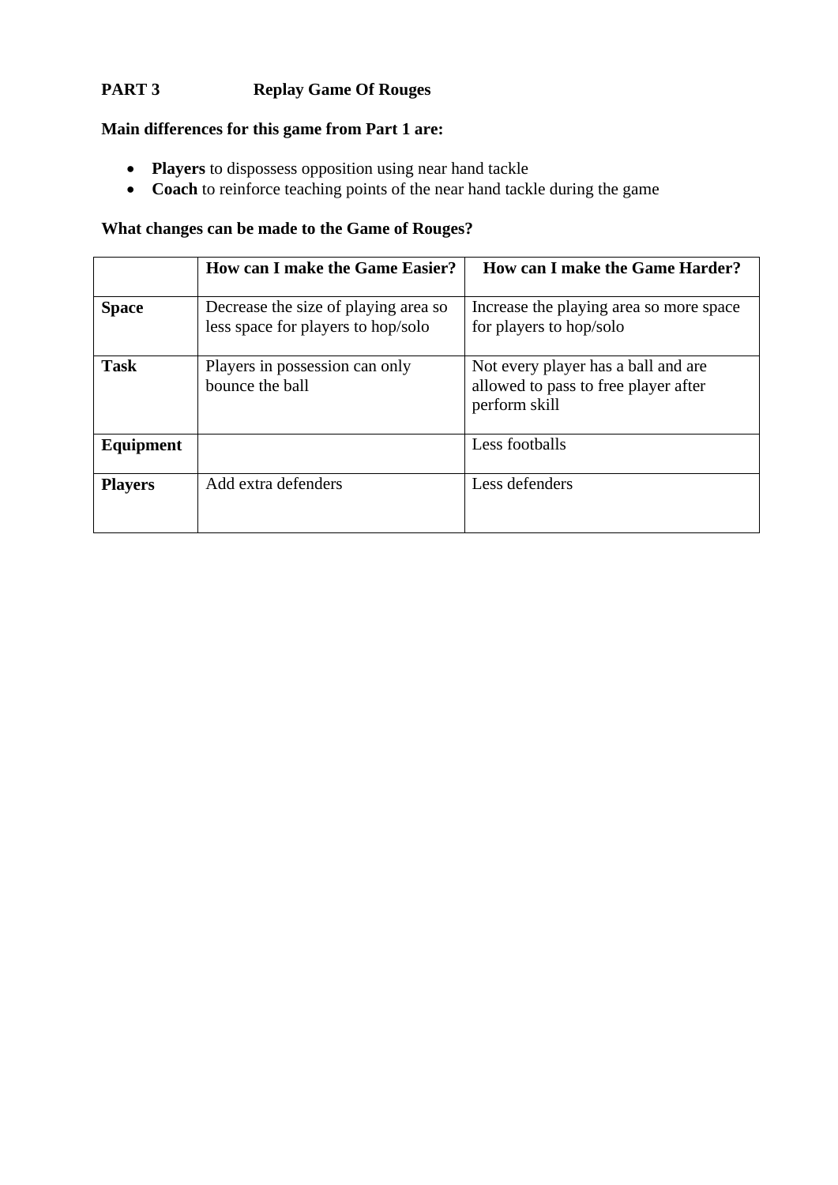**PART 3 Replay Game Of Rouges**

**Main differences for this game from Part 1 are:**

- **Players** to dispossess opposition using near hand tackle
- **Coach** to reinforce teaching points of the near hand tackle during the game

**What changes can be made to the Game of Rouges?**

| | How can I make the Game Easier? | How can I make the Game Harder? |
|---|---|---|
| **Space** | Decrease the size of playing area so less space for players to hop/solo | Increase the playing area so more space for players to hop/solo |
| **Task** | Players in possession can only bounce the ball | Not every player has a ball and are allowed to pass to free player after perform skill |
| **Equipment** | | Less footballs |
| **Players** | Add extra defenders | Less defenders |